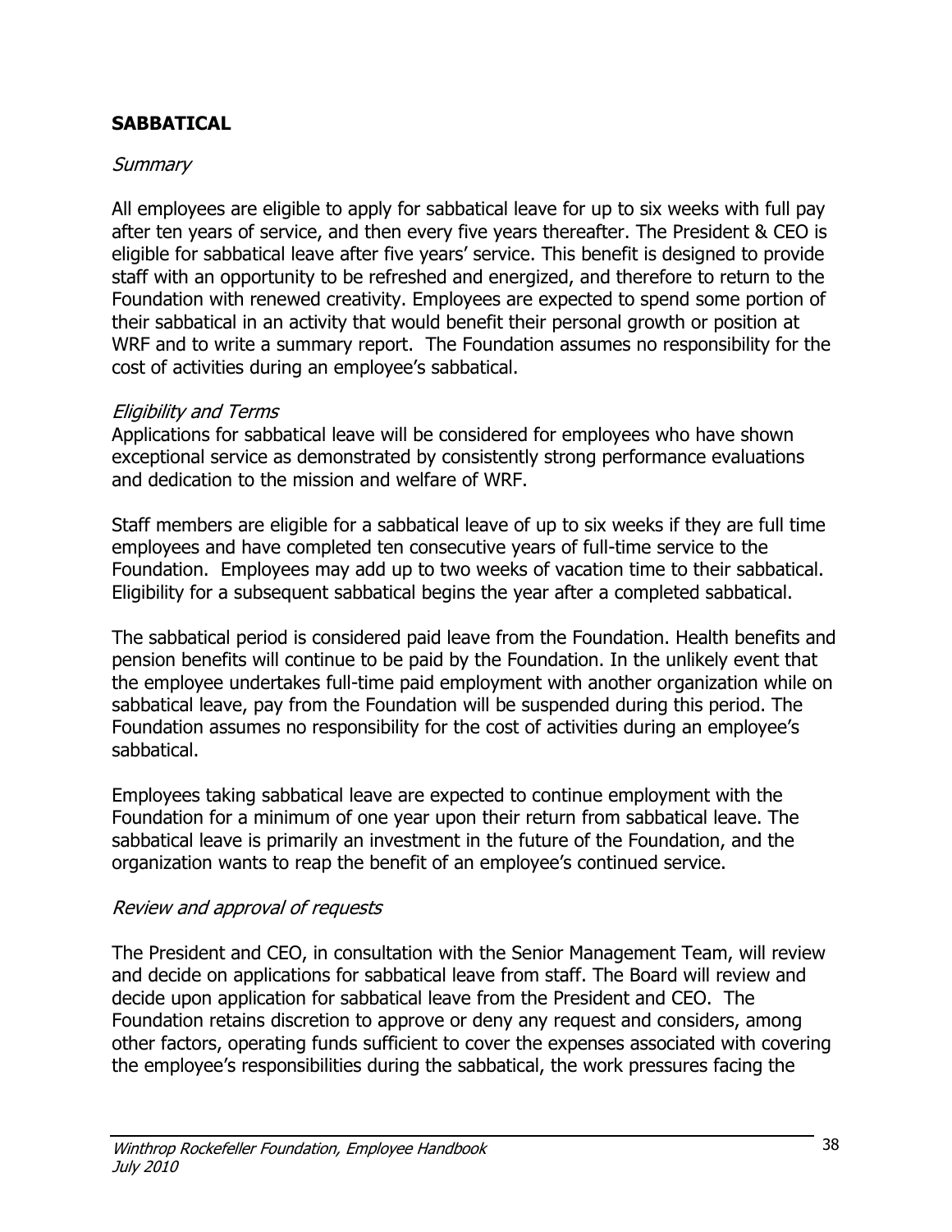## SABBATICAL

### *Summary*

All employees are eligible to apply for sabbatical leave for up to six weeks with full pay after ten years of service, and then every five years thereafter. The President & CEO is eligible for sabbatical leave after five years' service. This benefit is designed to provide staff with an opportunity to be refreshed and energized, and therefore to return to the Foundation with renewed creativity. Employees are expected to spend some portion of their sabbatical in an activity that would benefit their personal growth or position at WRF and to write a summary report. The Foundation assumes no responsibility for the cost of activities during an employee's sabbatical.

### *Eligibility and Terms*

Applications for sabbatical leave will be considered for employees who have shown exceptional service as demonstrated by consistently strong performance evaluations and dedication to the mission and welfare of WRF.

Staff members are eligible for a sabbatical leave of up to six weeks if they are full time employees and have completed ten consecutive years of full-time service to the Foundation. Employees may add up to two weeks of vacation time to their sabbatical. Eligibility for a subsequent sabbatical begins the year after a completed sabbatical.

The sabbatical period is considered paid leave from the Foundation. Health benefits and pension benefits will continue to be paid by the Foundation. In the unlikely event that the employee undertakes full-time paid employment with another organization while on sabbatical leave, pay from the Foundation will be suspended during this period. The Foundation assumes no responsibility for the cost of activities during an employee's sabbatical.

Employees taking sabbatical leave are expected to continue employment with the Foundation for a minimum of one year upon their return from sabbatical leave. The sabbatical leave is primarily an investment in the future of the Foundation, and the organization wants to reap the benefit of an employee's continued service.

### *Review and approval of requests*

The President and CEO, in consultation with the Senior Management Team, will review and decide on applications for sabbatical leave from staff. The Board will review and decide upon application for sabbatical leave from the President and CEO. The Foundation retains discretion to approve or deny any request and considers, among other factors, operating funds sufficient to cover the expenses associated with covering the employee's responsibilities during the sabbatical, the work pressures facing the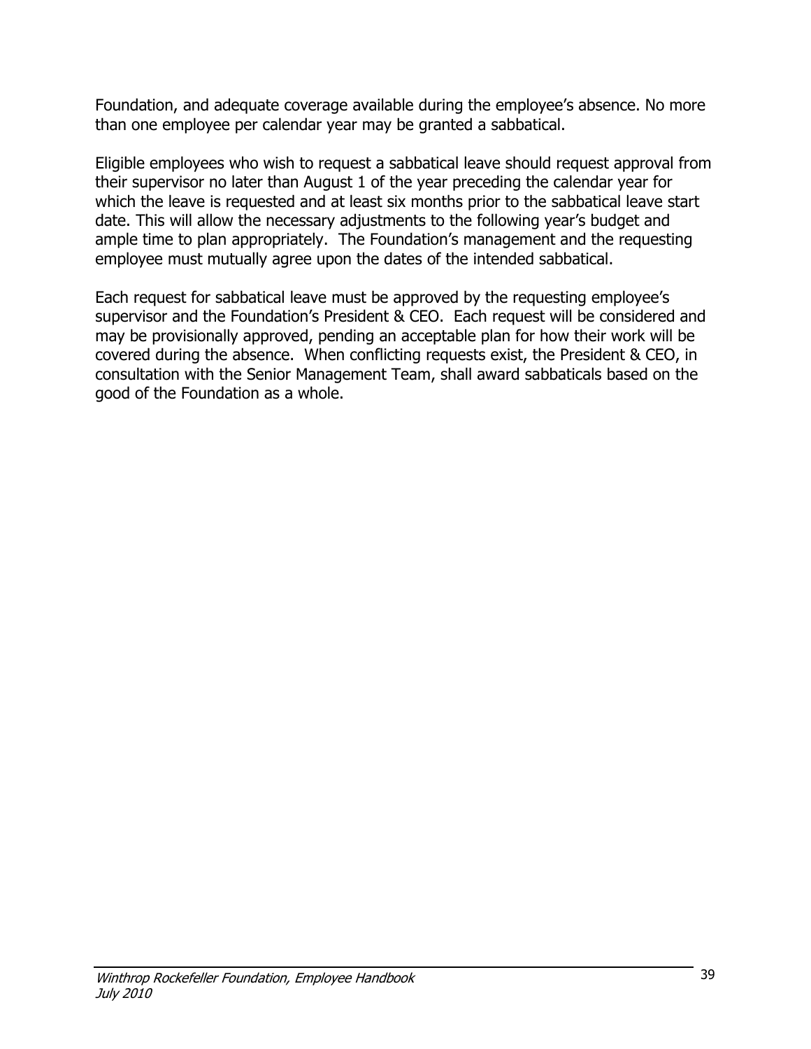Foundation, and adequate coverage available during the employee's absence. No more than one employee per calendar year may be granted a sabbatical.

Eligible employees who wish to request a sabbatical leave should request approval from their supervisor no later than August 1 of the year preceding the calendar year for which the leave is requested and at least six months prior to the sabbatical leave start date. This will allow the necessary adjustments to the following year's budget and ample time to plan appropriately. The Foundation's management and the requesting employee must mutually agree upon the dates of the intended sabbatical.

Each request for sabbatical leave must be approved by the requesting employee's supervisor and the Foundation's President & CEO. Each request will be considered and may be provisionally approved, pending an acceptable plan for how their work will be covered during the absence. When conflicting requests exist, the President & CEO, in consultation with the Senior Management Team, shall award sabbaticals based on the good of the Foundation as a whole.